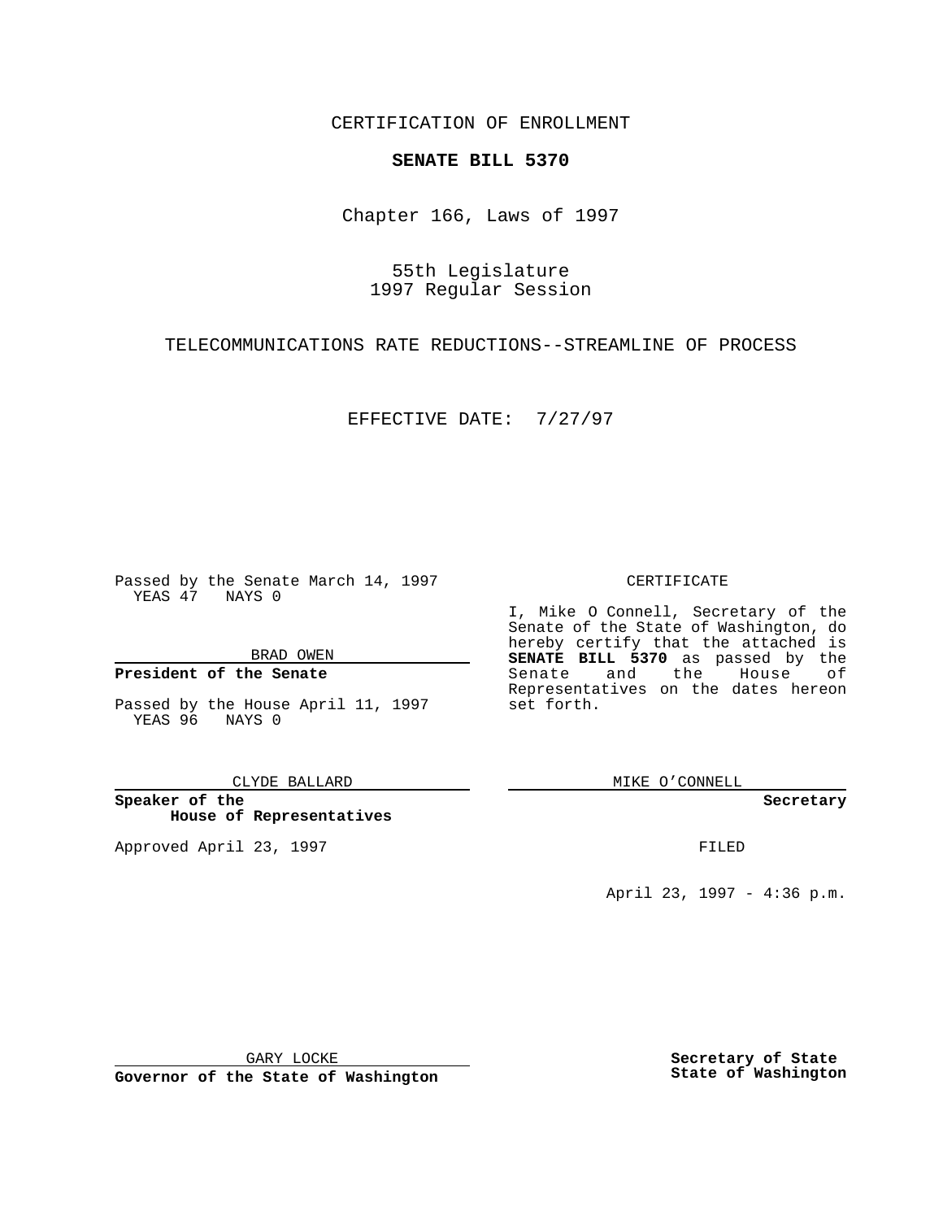CERTIFICATION OF ENROLLMENT

**SENATE BILL 5370**

Chapter 166, Laws of 1997

55th Legislature
1997 Regular Session

TELECOMMUNICATIONS RATE REDUCTIONS--STREAMLINE OF PROCESS

EFFECTIVE DATE: 7/27/97

Passed by the Senate March 14, 1997
YEAS 47 NAYS 0

BRAD OWEN

**President of the Senate**

Passed by the House April 11, 1997
YEAS 96 NAYS 0

CLYDE BALLARD

**Speaker of the House of Representatives**

Approved April 23, 1997

GARY LOCKE

**Governor of the State of Washington**

CERTIFICATE

I, Mike O Connell, Secretary of the Senate of the State of Washington, do hereby certify that the attached is **SENATE BILL 5370** as passed by the Senate and the House of Representatives on the dates hereon set forth.

MIKE O'CONNELL

**Secretary**

FILED

April 23, 1997 - 4:36 p.m.

**Secretary of State**
**State of Washington**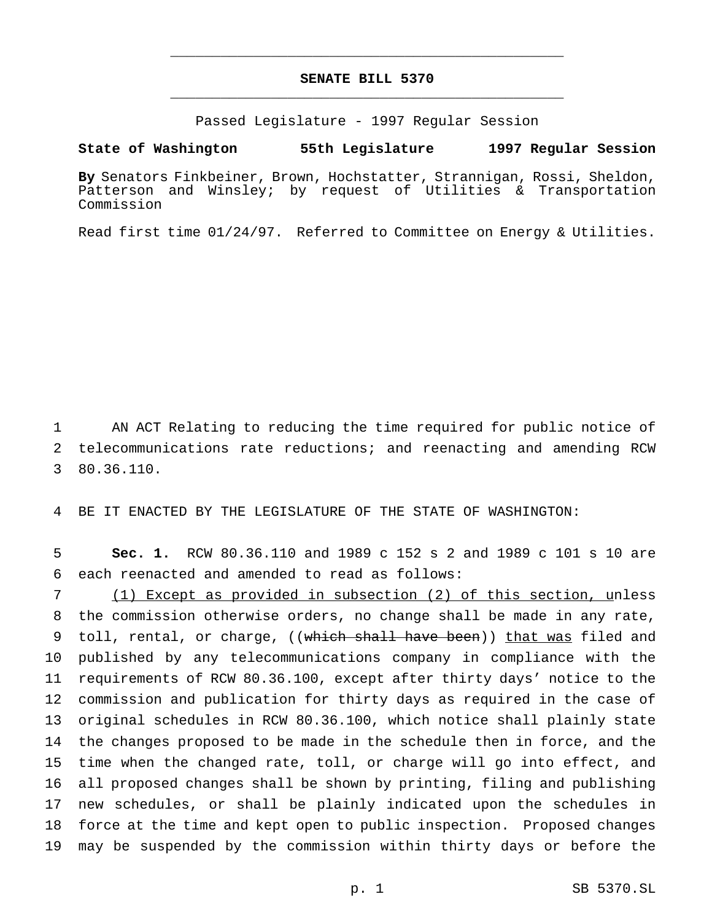# SENATE BILL 5370

Passed Legislature - 1997 Regular Session

**State of Washington 55th Legislature 1997 Regular Session**

**By** Senators Finkbeiner, Brown, Hochstatter, Strannigan, Rossi, Sheldon, Patterson and Winsley; by request of Utilities & Transportation Commission

Read first time 01/24/97. Referred to Committee on Energy & Utilities.

1 AN ACT Relating to reducing the time required for public notice of
2 telecommunications rate reductions; and reenacting and amending RCW
3 80.36.110.

4 BE IT ENACTED BY THE LEGISLATURE OF THE STATE OF WASHINGTON:

5 **Sec. 1.** RCW 80.36.110 and 1989 c 152 s 2 and 1989 c 101 s 10 are
6 each reenacted and amended to read as follows:

7 <u>(1) Except as provided in subsection (2) of this section, u</u>nless
8 the commission otherwise orders, no change shall be made in any rate,
9 toll, rental, or charge, ((~~which shall have been~~)) <u>that was</u> filed and
10 published by any telecommunications company in compliance with the
11 requirements of RCW 80.36.100, except after thirty days' notice to the
12 commission and publication for thirty days as required in the case of
13 original schedules in RCW 80.36.100, which notice shall plainly state
14 the changes proposed to be made in the schedule then in force, and the
15 time when the changed rate, toll, or charge will go into effect, and
16 all proposed changes shall be shown by printing, filing and publishing
17 new schedules, or shall be plainly indicated upon the schedules in
18 force at the time and kept open to public inspection. Proposed changes
19 may be suspended by the commission within thirty days or before the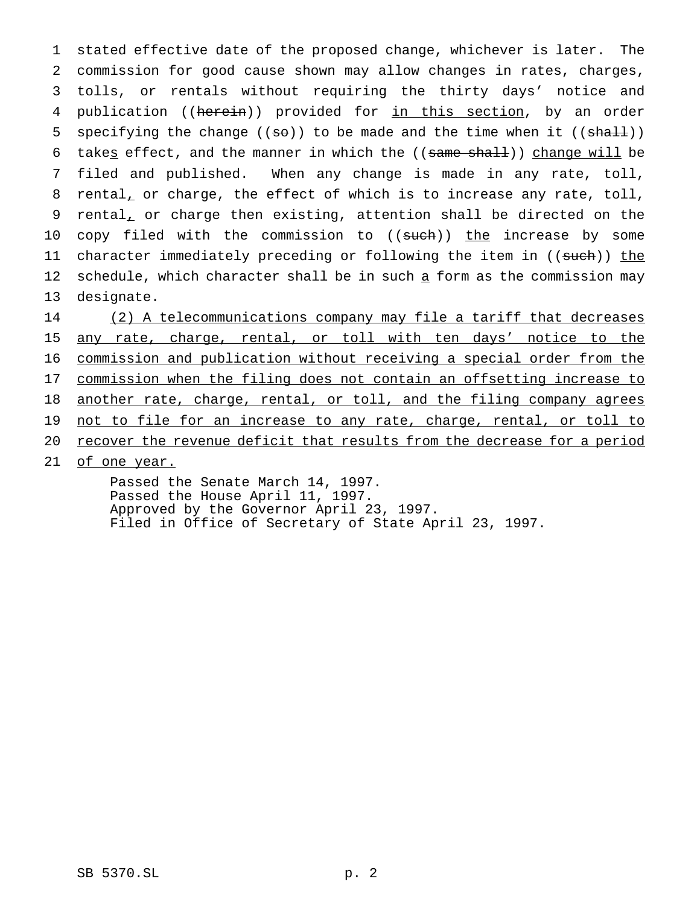stated effective date of the proposed change, whichever is later. The commission for good cause shown may allow changes in rates, charges, tolls, or rentals without requiring the thirty days' notice and publication ((~~herein~~)) provided for <u>in this section</u>, by an order specifying the change ((~~so~~)) to be made and the time when it ((~~shall~~)) take<u>s</u> effect, and the manner in which the ((~~same shall~~)) <u>change will</u> be filed and published. When any change is made in any rate, toll, rental<u>,</u> or charge, the effect of which is to increase any rate, toll, rental<u>,</u> or charge then existing, attention shall be directed on the copy filed with the commission to ((~~such~~)) <u>the</u> increase by some character immediately preceding or following the item in ((~~such~~)) <u>the</u> schedule, which character shall be in such <u>a</u> form as the commission may designate.

<u>(2) A telecommunications company may file a tariff that decreases any rate, charge, rental, or toll with ten days' notice to the commission and publication without receiving a special order from the commission when the filing does not contain an offsetting increase to another rate, charge, rental, or toll, and the filing company agrees not to file for an increase to any rate, charge, rental, or toll to recover the revenue deficit that results from the decrease for a period of one year.</u>

Passed the Senate March 14, 1997.
Passed the House April 11, 1997.
Approved by the Governor April 23, 1997.
Filed in Office of Secretary of State April 23, 1997.